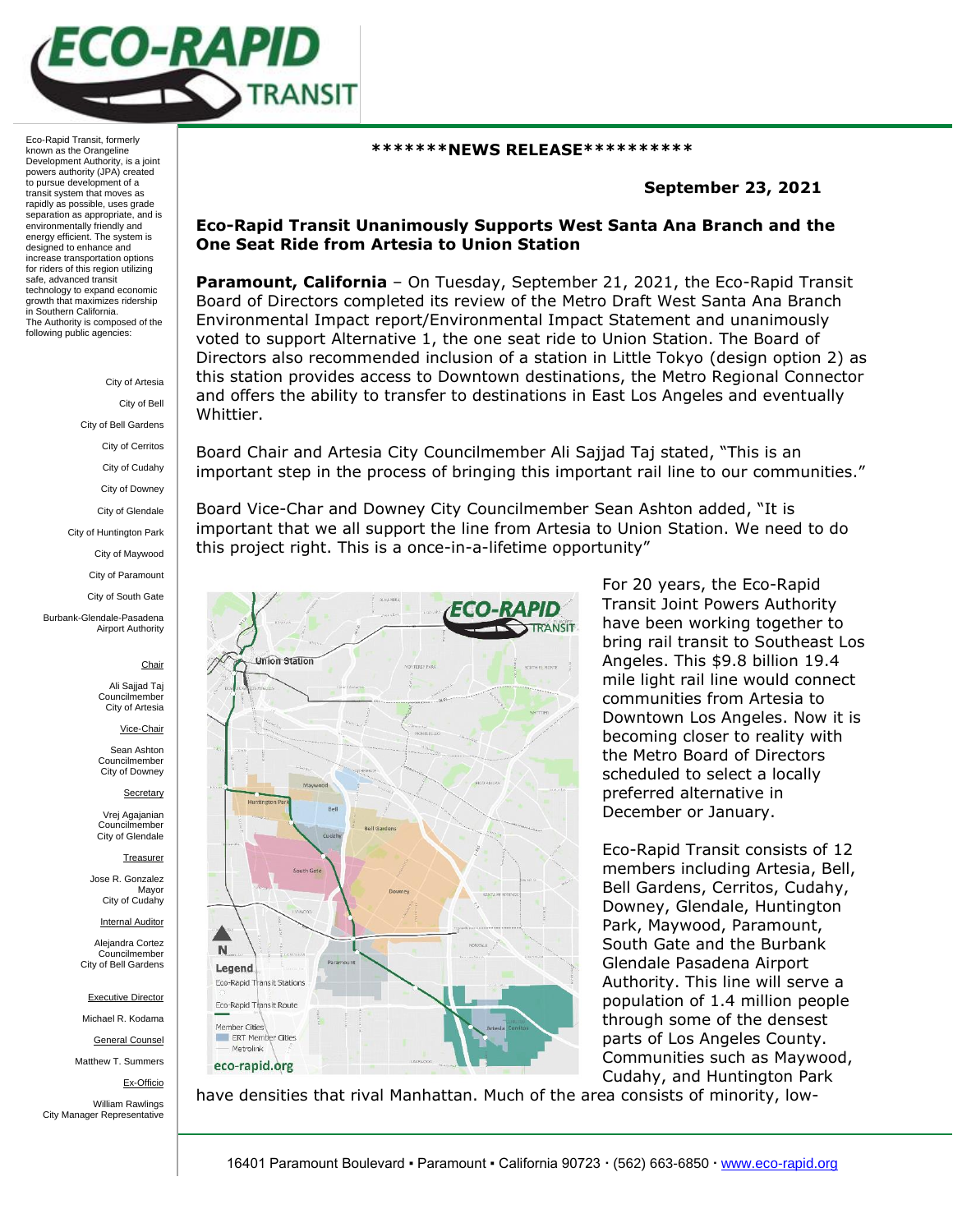# ECO-RAPID TRANSIT

Eco-Rapid Transit, formerly known as the Orangeline Development Authority, is a joint powers authority (JPA) created to pursue development of a transit system that moves as rapidly as possible, uses grade separation as appropriate, and is environmentally friendly and energy efficient. The system is designed to enhance and increase transportation options for riders of this region utilizing safe, advanced transit technology to expand economic growth that maximizes ridership in Southern California.

The Authority is composed of the following public agencies:

City of Artesia
City of Bell
City of Bell Gardens
City of Cerritos
City of Cudahy
City of Downey
City of Glendale
City of Huntington Park
City of Maywood
City of Paramount
City of South Gate
Burbank-Glendale-Pasadena Airport Authority

Chair
Ali Sajjad Taj
Councilmember
City of Artesia

Vice-Chair
Sean Ashton
Councilmember
City of Downey

Secretary
Vrej Agajanian
Councilmember
City of Glendale

Treasurer
Jose R. Gonzalez
Mayor
City of Cudahy

Internal Auditor
Alejandra Cortez
Councilmember
City of Bell Gardens

Executive Director
Michael R. Kodama

General Counsel
Matthew T. Summers

Ex-Officio
William Rawlings
City Manager Representative

**\*\*\*\*\*\*\*NEWS RELEASE\*\*\*\*\*\*\*\*\*\***

**September 23, 2021**

## Eco-Rapid Transit Unanimously Supports West Santa Ana Branch and the One Seat Ride from Artesia to Union Station

**Paramount, California** – On Tuesday, September 21, 2021, the Eco-Rapid Transit Board of Directors completed its review of the Metro Draft West Santa Ana Branch Environmental Impact report/Environmental Impact Statement and unanimously voted to support Alternative 1, the one seat ride to Union Station. The Board of Directors also recommended inclusion of a station in Little Tokyo (design option 2) as this station provides access to Downtown destinations, the Metro Regional Connector and offers the ability to transfer to destinations in East Los Angeles and eventually Whittier.

Board Chair and Artesia City Councilmember Ali Sajjad Taj stated, "This is an important step in the process of bringing this important rail line to our communities."

Board Vice-Char and Downey City Councilmember Sean Ashton added, "It is important that we all support the line from Artesia to Union Station. We need to do this project right. This is a once-in-a-lifetime opportunity"

For 20 years, the Eco-Rapid Transit Joint Powers Authority have been working together to bring rail transit to Southeast Los Angeles. This $9.8 billion 19.4 mile light rail line would connect communities from Artesia to Downtown Los Angeles. Now it is becoming closer to reality with the Metro Board of Directors scheduled to select a locally preferred alternative in December or January.

Eco-Rapid Transit consists of 12 members including Artesia, Bell, Bell Gardens, Cerritos, Cudahy, Downey, Glendale, Huntington Park, Maywood, Paramount, South Gate and the Burbank Glendale Pasadena Airport Authority. This line will serve a population of 1.4 million people through some of the densest parts of Los Angeles County. Communities such as Maywood, Cudahy, and Huntington Park have densities that rival Manhattan. Much of the area consists of minority, low-

16401 Paramount Boulevard ▪ Paramount ▪ California 90723 · (562) 663-6850 · www.eco-rapid.org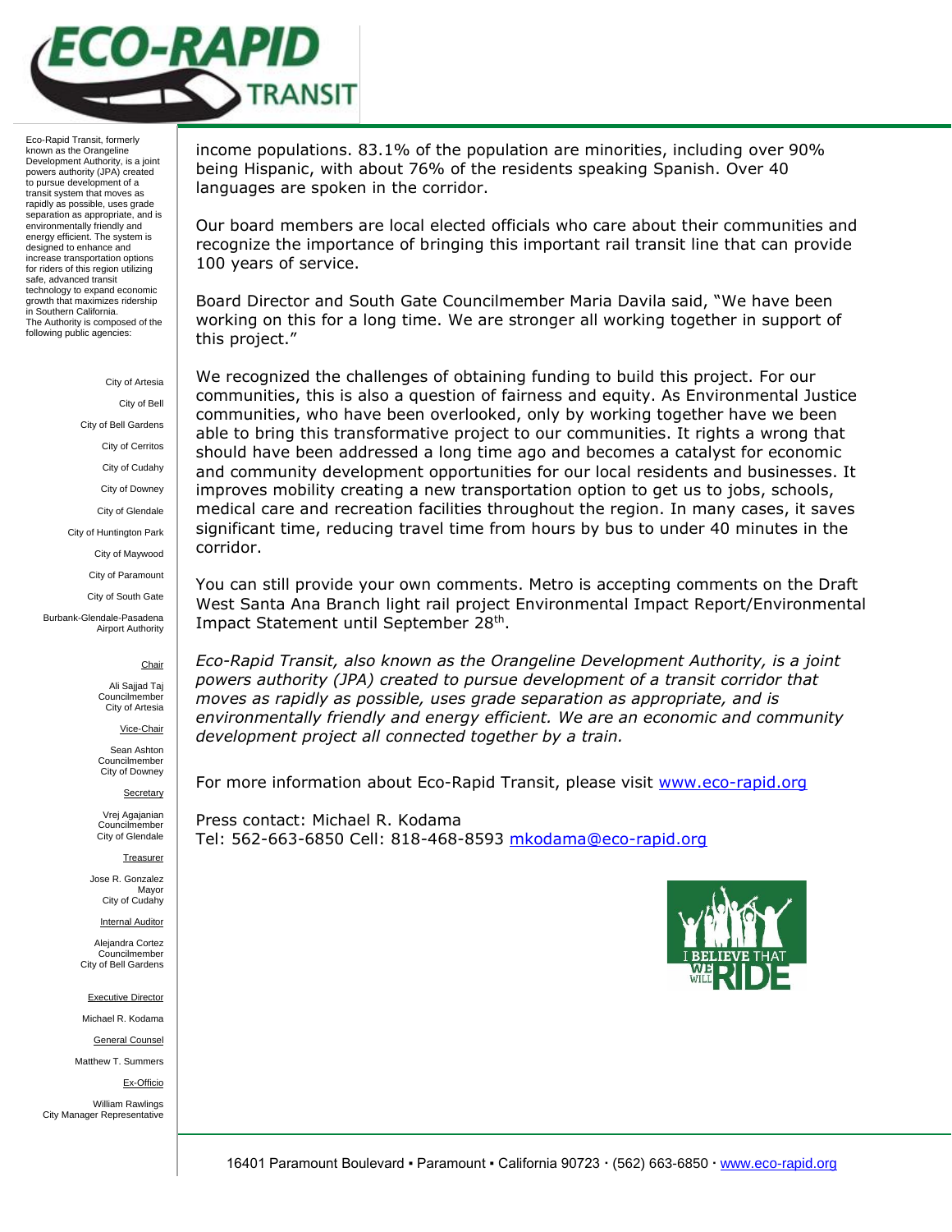Eco-Rapid Transit, formerly known as the Orangeline Development Authority, is a joint powers authority (JPA) created to pursue development of a transit system that moves as rapidly as possible, uses grade separation as appropriate, and is environmentally friendly and energy efficient. The system is designed to enhance and increase transportation options for riders of this region utilizing safe, advanced transit technology to expand economic growth that maximizes ridership in Southern California. The Authority is composed of the following public agencies:

City of Artesia
City of Bell
City of Bell Gardens
City of Cerritos
City of Cudahy
City of Downey
City of Glendale
City of Huntington Park
City of Maywood
City of Paramount
City of South Gate
Burbank-Glendale-Pasadena Airport Authority

Chair
Ali Sajjad Taj
Councilmember
City of Artesia

Vice-Chair
Sean Ashton
Councilmember
City of Downey

Secretary
Vrej Agajanian
Councilmember
City of Glendale

Treasurer
Jose R. Gonzalez
Mayor
City of Cudahy

Internal Auditor
Alejandra Cortez
Councilmember
City of Bell Gardens

Executive Director
Michael R. Kodama

General Counsel
Matthew T. Summers

Ex-Officio
William Rawlings
City Manager Representative

income populations. 83.1% of the population are minorities, including over 90% being Hispanic, with about 76% of the residents speaking Spanish. Over 40 languages are spoken in the corridor.

Our board members are local elected officials who care about their communities and recognize the importance of bringing this important rail transit line that can provide 100 years of service.

Board Director and South Gate Councilmember Maria Davila said, "We have been working on this for a long time. We are stronger all working together in support of this project."

We recognized the challenges of obtaining funding to build this project. For our communities, this is also a question of fairness and equity. As Environmental Justice communities, who have been overlooked, only by working together have we been able to bring this transformative project to our communities. It rights a wrong that should have been addressed a long time ago and becomes a catalyst for economic and community development opportunities for our local residents and businesses. It improves mobility creating a new transportation option to get us to jobs, schools, medical care and recreation facilities throughout the region. In many cases, it saves significant time, reducing travel time from hours by bus to under 40 minutes in the corridor.

You can still provide your own comments. Metro is accepting comments on the Draft West Santa Ana Branch light rail project Environmental Impact Report/Environmental Impact Statement until September 28th.

*Eco-Rapid Transit, also known as the Orangeline Development Authority, is a joint powers authority (JPA) created to pursue development of a transit corridor that moves as rapidly as possible, uses grade separation as appropriate, and is environmentally friendly and energy efficient. We are an economic and community development project all connected together by a train.*

For more information about Eco-Rapid Transit, please visit www.eco-rapid.org

Press contact: Michael R. Kodama
Tel: 562-663-6850 Cell: 818-468-8593 mkodama@eco-rapid.org

I BELIEVE THAT WE WILL RIDE

16401 Paramount Boulevard ▪ Paramount ▪ California 90723 · (562) 663-6850 · www.eco-rapid.org